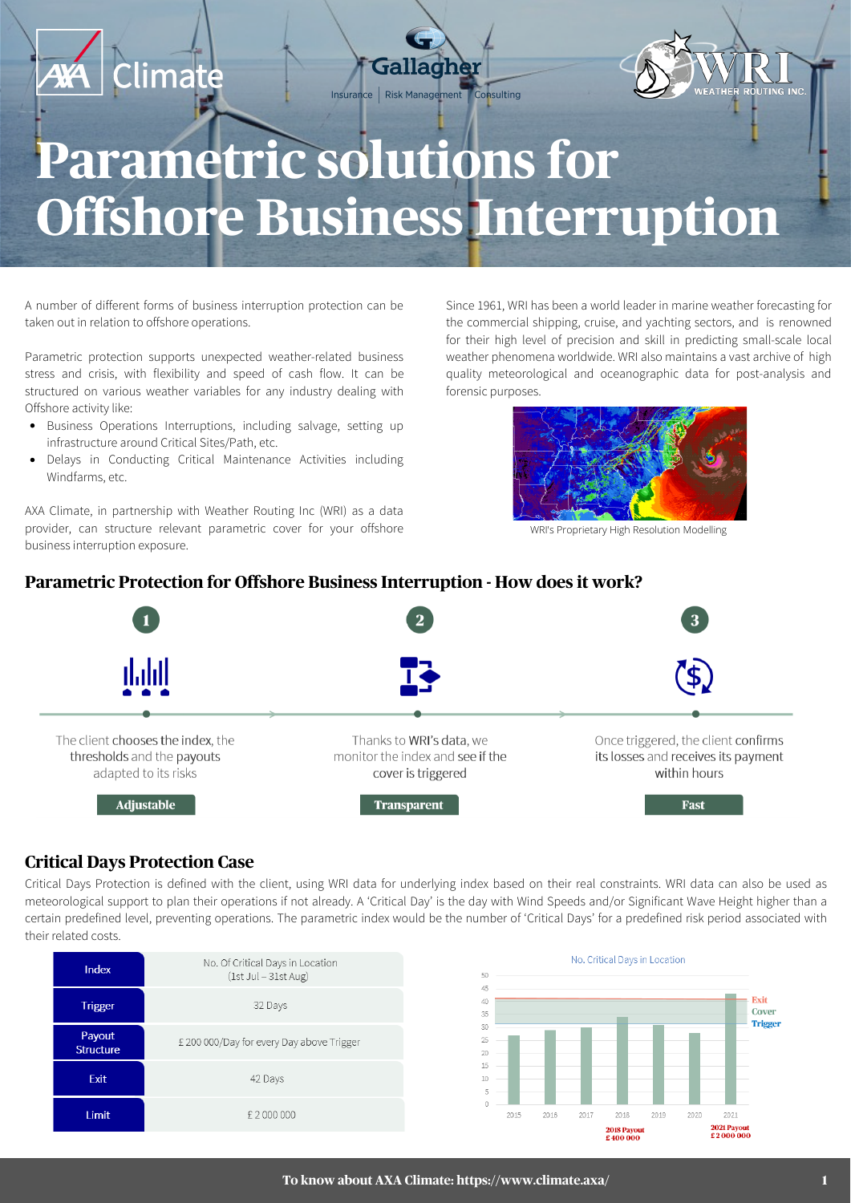# Parametric solutions for Offshore Business Interruption

A number of different forms of business interruption protection can be taken out in relation to offshore operations.

Parametric protection supports unexpected weather-related business stress and crisis, with flexibility and speed of cash flow. It can be structured on various weather variables for any industry dealing with Offshore activity like:

- Business Operations Interruptions, including salvage, setting up infrastructure around Critical Sites/Path, etc.
- Delays in Conducting Critical Maintenance Activities including Windfarms, etc.

AXA Climate, in partnership with Weather Routing Inc (WRI) as a data provider, can structure relevant parametric cover for your offshore business interruption exposure.

Since 1961, WRI has been a world leader in marine weather forecasting for the commercial shipping, cruise, and yachting sectors, and is renowned for their high level of precision and skill in predicting small-scale local weather phenomena worldwide. WRI also maintains a vast archive of high quality meteorological and oceanographic data for post-analysis and forensic purposes.

WRI's Proprietary High Resolution Modelling

## Parametric Protection for Offshore Business Interruption - How does it work?

1. The client chooses the index, the thresholds and the payouts adapted to its risks — **Adjustable**
2. Thanks to WRI's data, we monitor the index and see if the cover is triggered — **Transparent**
3. Once triggered, the client confirms its losses and receives its payment within hours — **Fast**

## Critical Days Protection Case

Critical Days Protection is defined with the client, using WRI data for underlying index based on their real constraints. WRI data can also be used as meteorological support to plan their operations if not already. A 'Critical Day' is the day with Wind Speeds and/or Significant Wave Height higher than a certain predefined level, preventing operations. The parametric index would be the number of 'Critical Days' for a predefined risk period associated with their related costs.

| | |
|---|---|
| Index | No. Of Critical Days in Location (1st Jul – 31st Aug) |
| Trigger | 32 Days |
| Payout Structure | £ 200 000/Day for every Day above Trigger |
| Exit | 42 Days |
| Limit | £ 2 000 000 |

No. Critical Days in Location

(Chart: 2015–2021; Exit, Cover, Trigger levels marked; 2018 Payout £ 400 000; 2021 Payout £ 2 000 000)

To know about AXA Climate: https://www.climate.axa/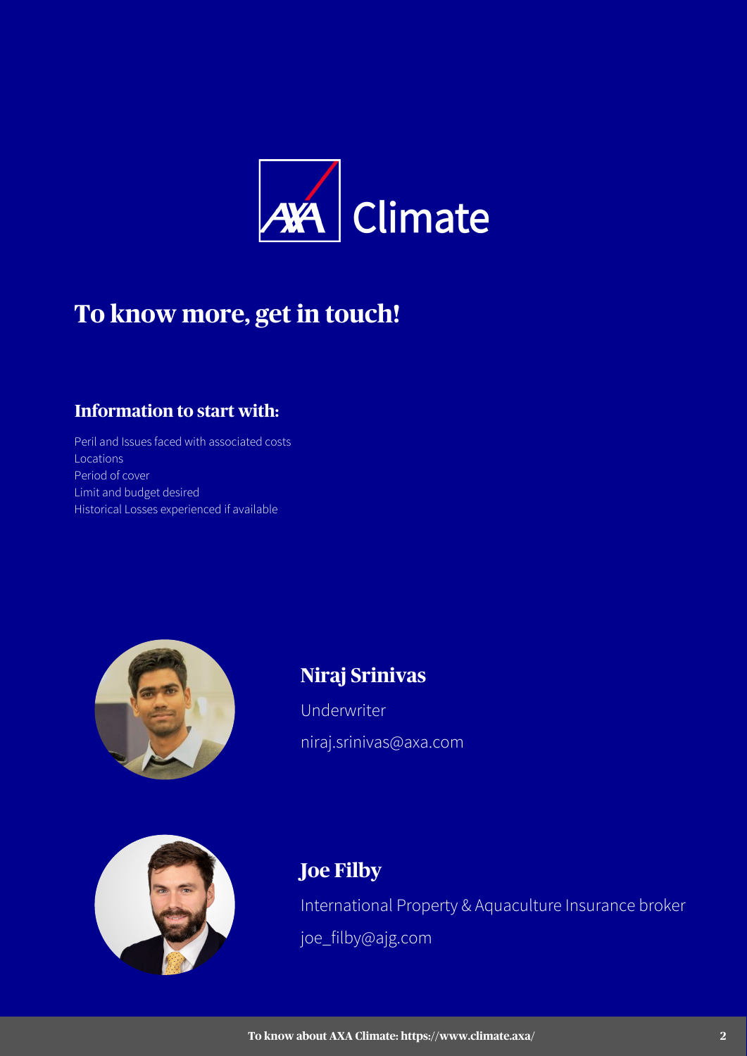AXA Climate

## To know more, get in touch!

### Information to start with:

Peril and Issues faced with associated costs
Locations
Period of cover
Limit and budget desired
Historical Losses experienced if available

### Niraj Srinivas

Underwriter

niraj.srinivas@axa.com

### Joe Filby

International Property & Aquaculture Insurance broker

joe_filby@ajg.com

**To know about AXA Climate: https://www.climate.axa/**